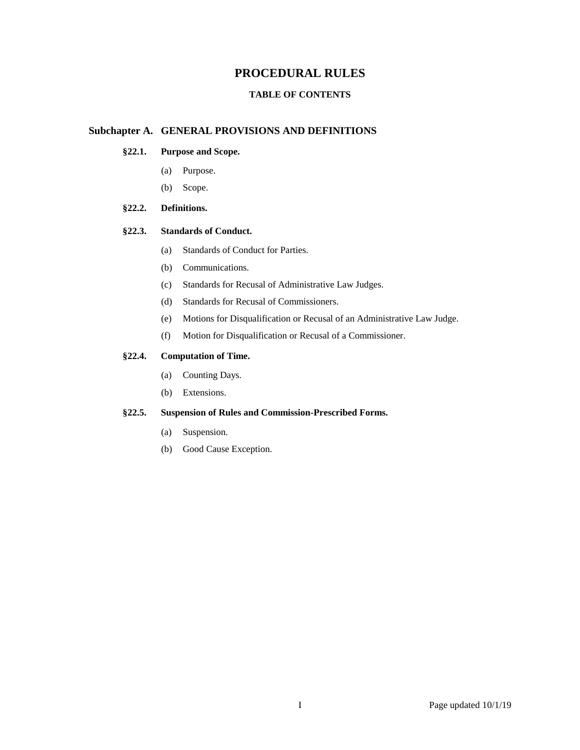# PROCEDURAL RULES

## TABLE OF CONTENTS

## Subchapter A. GENERAL PROVISIONS AND DEFINITIONS

### §22.1. Purpose and Scope.

(a) Purpose.

(b) Scope.

### §22.2. Definitions.

### §22.3. Standards of Conduct.

(a) Standards of Conduct for Parties.

(b) Communications.

(c) Standards for Recusal of Administrative Law Judges.

(d) Standards for Recusal of Commissioners.

(e) Motions for Disqualification or Recusal of an Administrative Law Judge.

(f) Motion for Disqualification or Recusal of a Commissioner.

### §22.4. Computation of Time.

(a) Counting Days.

(b) Extensions.

### §22.5. Suspension of Rules and Commission-Prescribed Forms.

(a) Suspension.

(b) Good Cause Exception.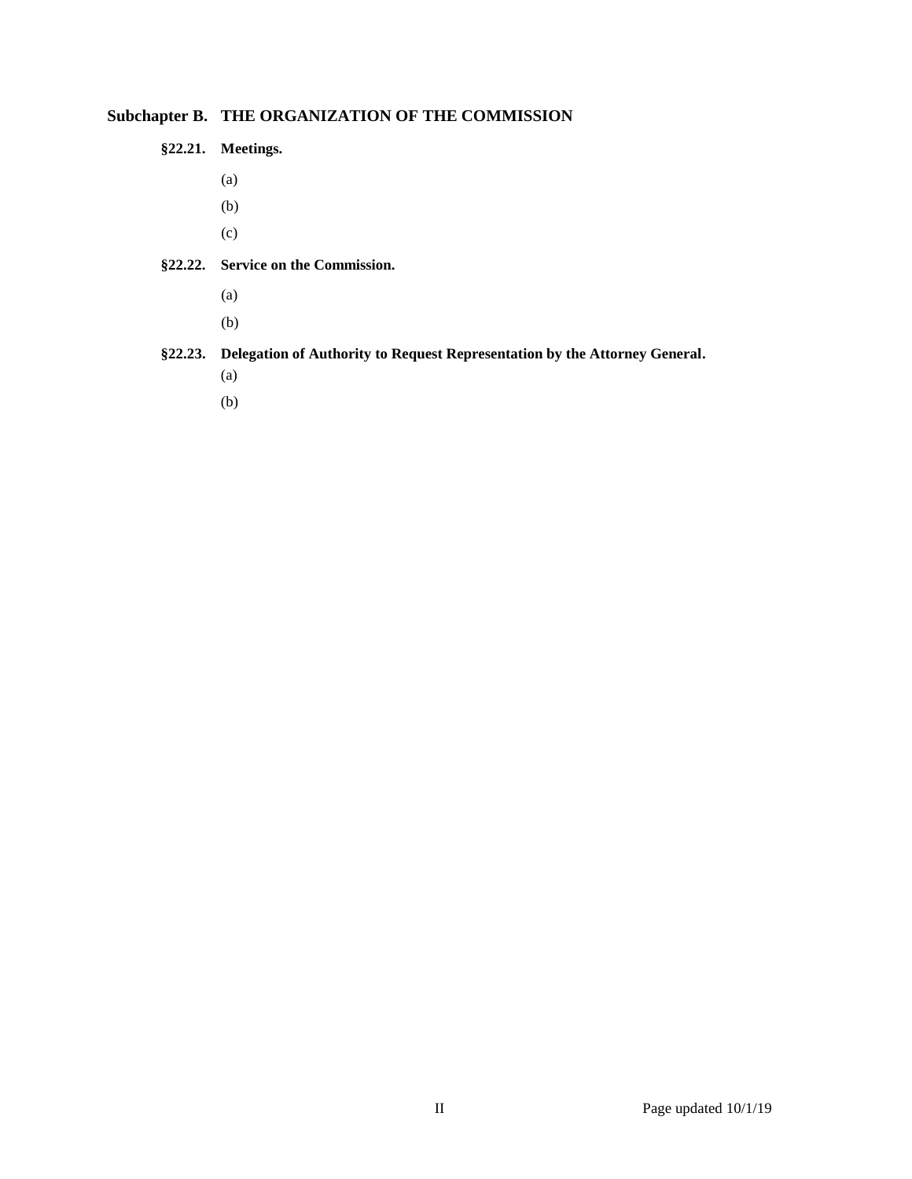## Subchapter B. THE ORGANIZATION OF THE COMMISSION

### §22.21. Meetings.

(a)

(b)

(c)

### §22.22. Service on the Commission.

(a)

(b)

### §22.23. Delegation of Authority to Request Representation by the Attorney General.

(a)

(b)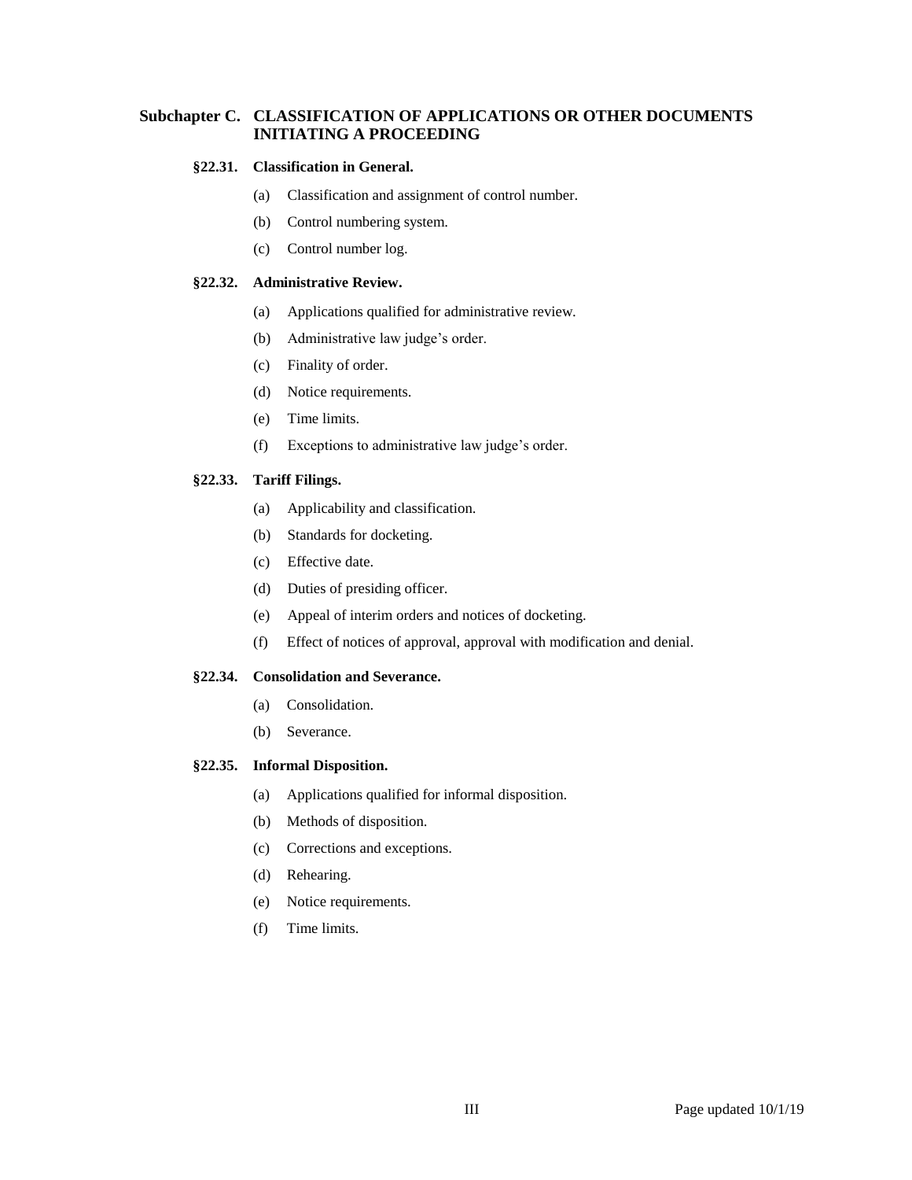## Subchapter C. CLASSIFICATION OF APPLICATIONS OR OTHER DOCUMENTS INITIATING A PROCEEDING

### §22.31. Classification in General.

(a) Classification and assignment of control number.

(b) Control numbering system.

(c) Control number log.

### §22.32. Administrative Review.

(a) Applications qualified for administrative review.

(b) Administrative law judge's order.

(c) Finality of order.

(d) Notice requirements.

(e) Time limits.

(f) Exceptions to administrative law judge's order.

### §22.33. Tariff Filings.

(a) Applicability and classification.

(b) Standards for docketing.

(c) Effective date.

(d) Duties of presiding officer.

(e) Appeal of interim orders and notices of docketing.

(f) Effect of notices of approval, approval with modification and denial.

### §22.34. Consolidation and Severance.

(a) Consolidation.

(b) Severance.

### §22.35. Informal Disposition.

(a) Applications qualified for informal disposition.

(b) Methods of disposition.

(c) Corrections and exceptions.

(d) Rehearing.

(e) Notice requirements.

(f) Time limits.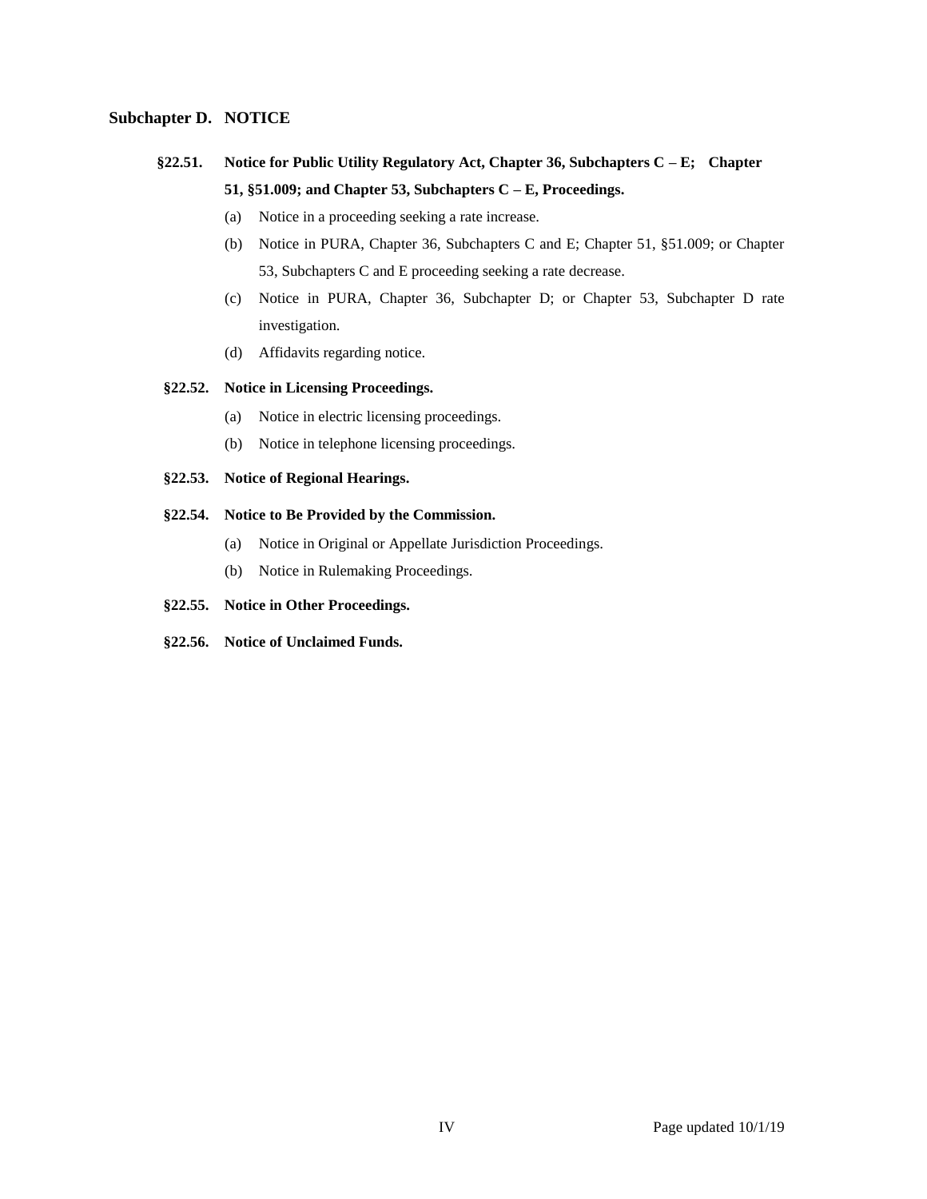## Subchapter D. NOTICE

**§22.51. Notice for Public Utility Regulatory Act, Chapter 36, Subchapters C – E; Chapter 51, §51.009; and Chapter 53, Subchapters C – E, Proceedings.**

- (a) Notice in a proceeding seeking a rate increase.
- (b) Notice in PURA, Chapter 36, Subchapters C and E; Chapter 51, §51.009; or Chapter 53, Subchapters C and E proceeding seeking a rate decrease.
- (c) Notice in PURA, Chapter 36, Subchapter D; or Chapter 53, Subchapter D rate investigation.
- (d) Affidavits regarding notice.

**§22.52. Notice in Licensing Proceedings.**

- (a) Notice in electric licensing proceedings.
- (b) Notice in telephone licensing proceedings.

**§22.53. Notice of Regional Hearings.**

**§22.54. Notice to Be Provided by the Commission.**

- (a) Notice in Original or Appellate Jurisdiction Proceedings.
- (b) Notice in Rulemaking Proceedings.

**§22.55. Notice in Other Proceedings.**

**§22.56. Notice of Unclaimed Funds.**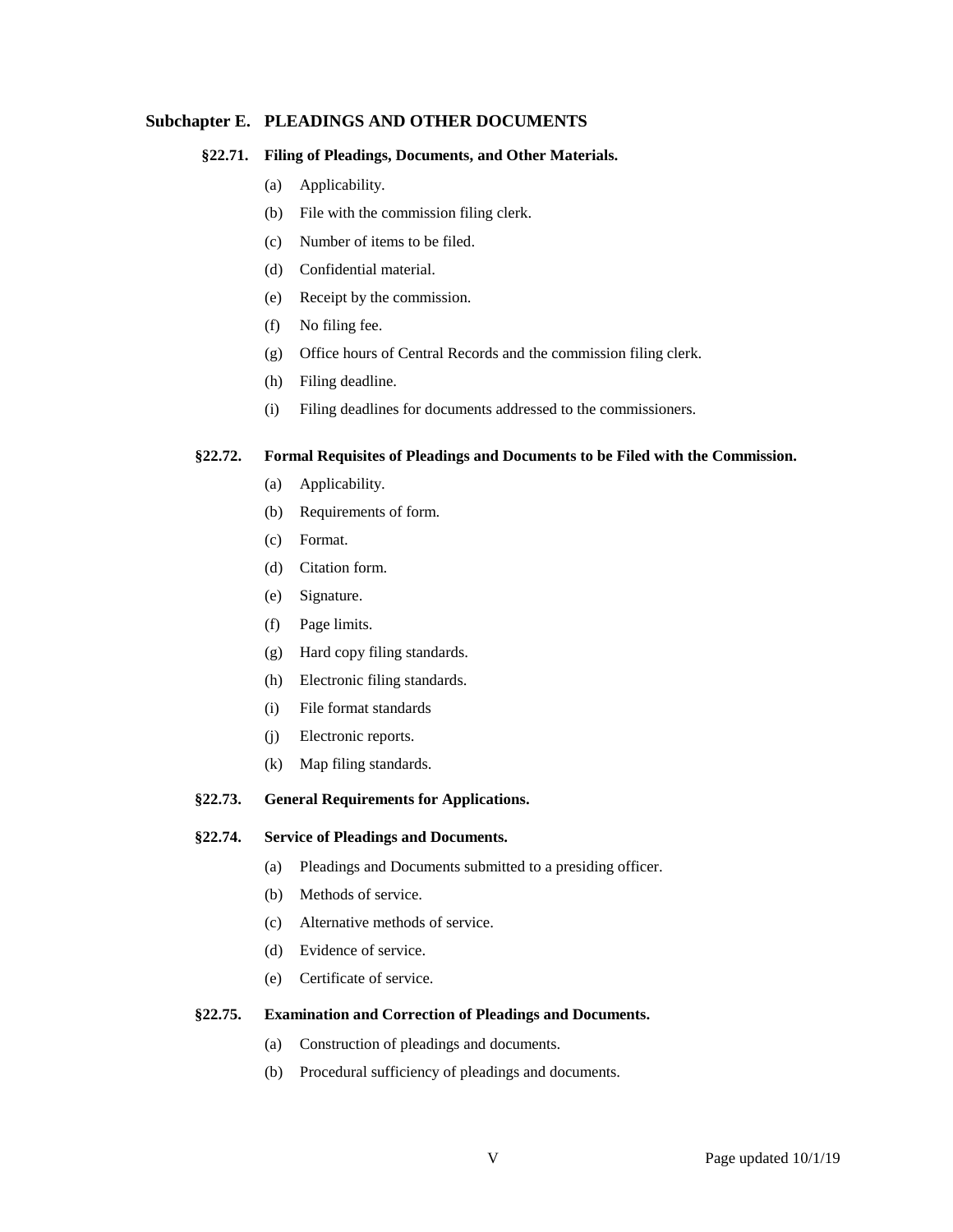## Subchapter E. PLEADINGS AND OTHER DOCUMENTS

### §22.71. Filing of Pleadings, Documents, and Other Materials.

(a) Applicability.

(b) File with the commission filing clerk.

(c) Number of items to be filed.

(d) Confidential material.

(e) Receipt by the commission.

(f) No filing fee.

(g) Office hours of Central Records and the commission filing clerk.

(h) Filing deadline.

(i) Filing deadlines for documents addressed to the commissioners.

### §22.72. Formal Requisites of Pleadings and Documents to be Filed with the Commission.

(a) Applicability.

(b) Requirements of form.

(c) Format.

(d) Citation form.

(e) Signature.

(f) Page limits.

(g) Hard copy filing standards.

(h) Electronic filing standards.

(i) File format standards

(j) Electronic reports.

(k) Map filing standards.

### §22.73. General Requirements for Applications.

### §22.74. Service of Pleadings and Documents.

(a) Pleadings and Documents submitted to a presiding officer.

(b) Methods of service.

(c) Alternative methods of service.

(d) Evidence of service.

(e) Certificate of service.

### §22.75. Examination and Correction of Pleadings and Documents.

(a) Construction of pleadings and documents.

(b) Procedural sufficiency of pleadings and documents.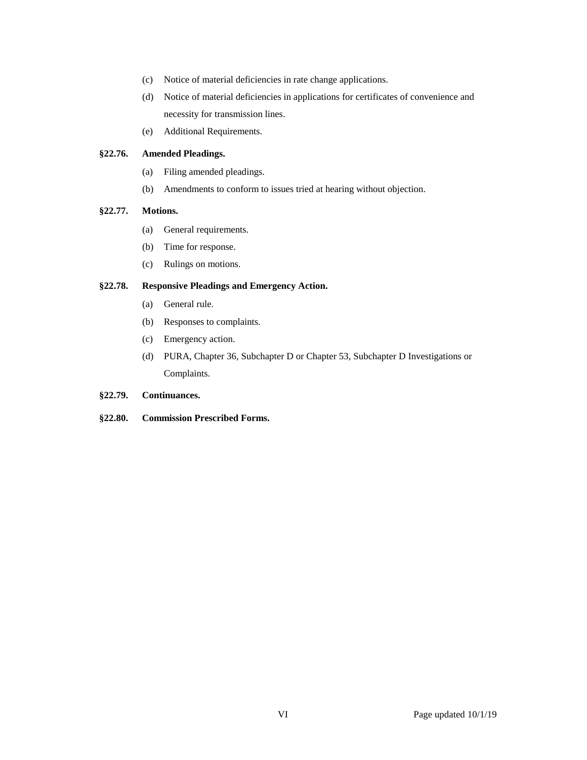(c) Notice of material deficiencies in rate change applications.

(d) Notice of material deficiencies in applications for certificates of convenience and necessity for transmission lines.

(e) Additional Requirements.

**§22.76. Amended Pleadings.**

(a) Filing amended pleadings.

(b) Amendments to conform to issues tried at hearing without objection.

**§22.77. Motions.**

(a) General requirements.

(b) Time for response.

(c) Rulings on motions.

**§22.78. Responsive Pleadings and Emergency Action.**

(a) General rule.

(b) Responses to complaints.

(c) Emergency action.

(d) PURA, Chapter 36, Subchapter D or Chapter 53, Subchapter D Investigations or Complaints.

**§22.79. Continuances.**

**§22.80. Commission Prescribed Forms.**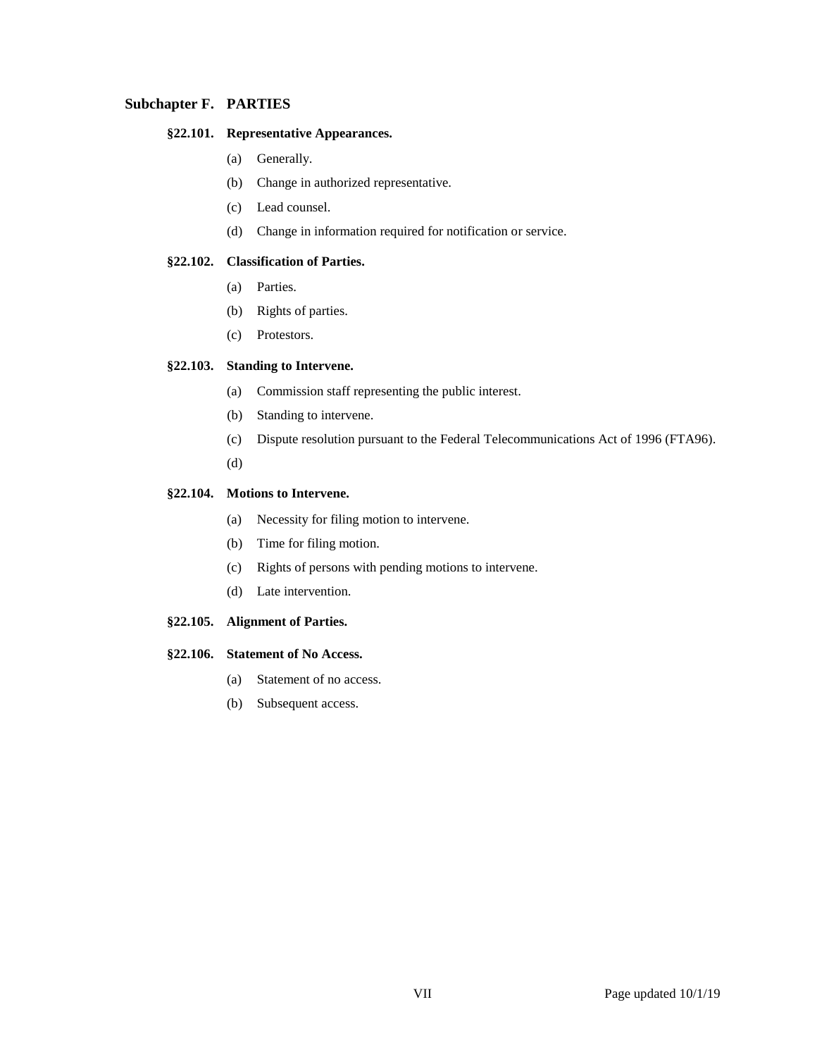## Subchapter F. PARTIES

### §22.101. Representative Appearances.

- (a) Generally.
- (b) Change in authorized representative.
- (c) Lead counsel.
- (d) Change in information required for notification or service.

### §22.102. Classification of Parties.

- (a) Parties.
- (b) Rights of parties.
- (c) Protestors.

### §22.103. Standing to Intervene.

- (a) Commission staff representing the public interest.
- (b) Standing to intervene.
- (c) Dispute resolution pursuant to the Federal Telecommunications Act of 1996 (FTA96).
- (d)

### §22.104. Motions to Intervene.

- (a) Necessity for filing motion to intervene.
- (b) Time for filing motion.
- (c) Rights of persons with pending motions to intervene.
- (d) Late intervention.

### §22.105. Alignment of Parties.

### §22.106. Statement of No Access.

- (a) Statement of no access.
- (b) Subsequent access.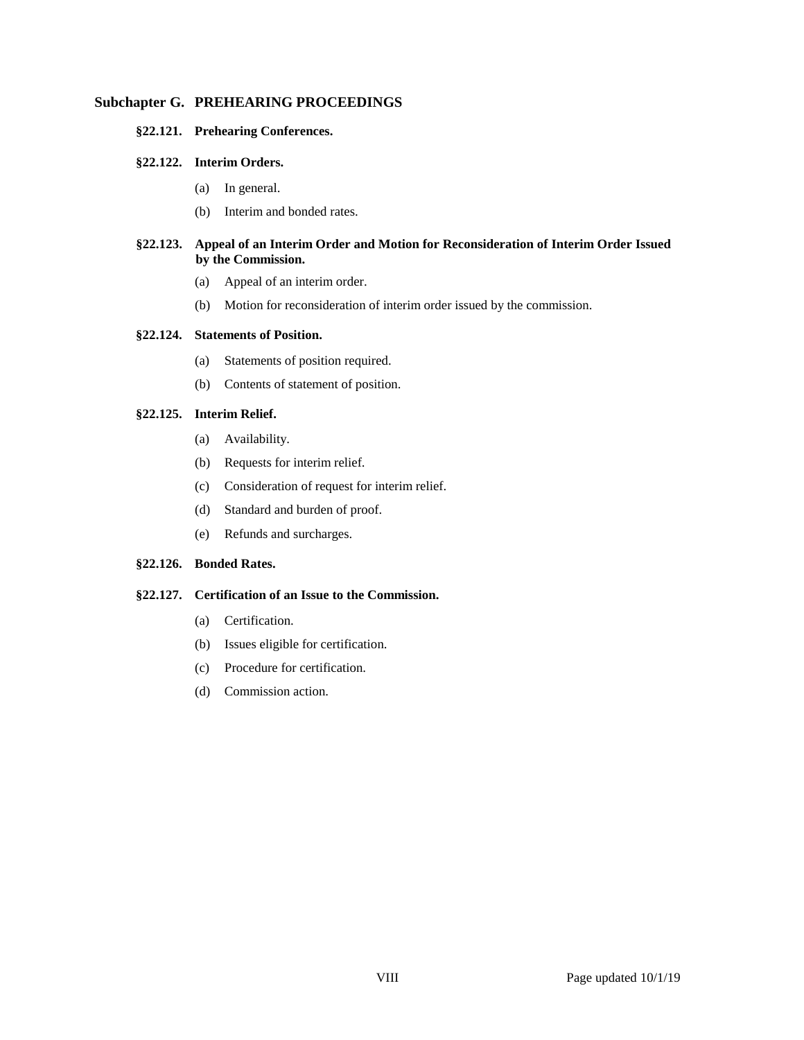## Subchapter G. PREHEARING PROCEEDINGS

**§22.121. Prehearing Conferences.**

**§22.122. Interim Orders.**

(a) In general.

(b) Interim and bonded rates.

**§22.123. Appeal of an Interim Order and Motion for Reconsideration of Interim Order Issued by the Commission.**

(a) Appeal of an interim order.

(b) Motion for reconsideration of interim order issued by the commission.

**§22.124. Statements of Position.**

(a) Statements of position required.

(b) Contents of statement of position.

**§22.125. Interim Relief.**

(a) Availability.

(b) Requests for interim relief.

(c) Consideration of request for interim relief.

(d) Standard and burden of proof.

(e) Refunds and surcharges.

**§22.126. Bonded Rates.**

**§22.127. Certification of an Issue to the Commission.**

(a) Certification.

(b) Issues eligible for certification.

(c) Procedure for certification.

(d) Commission action.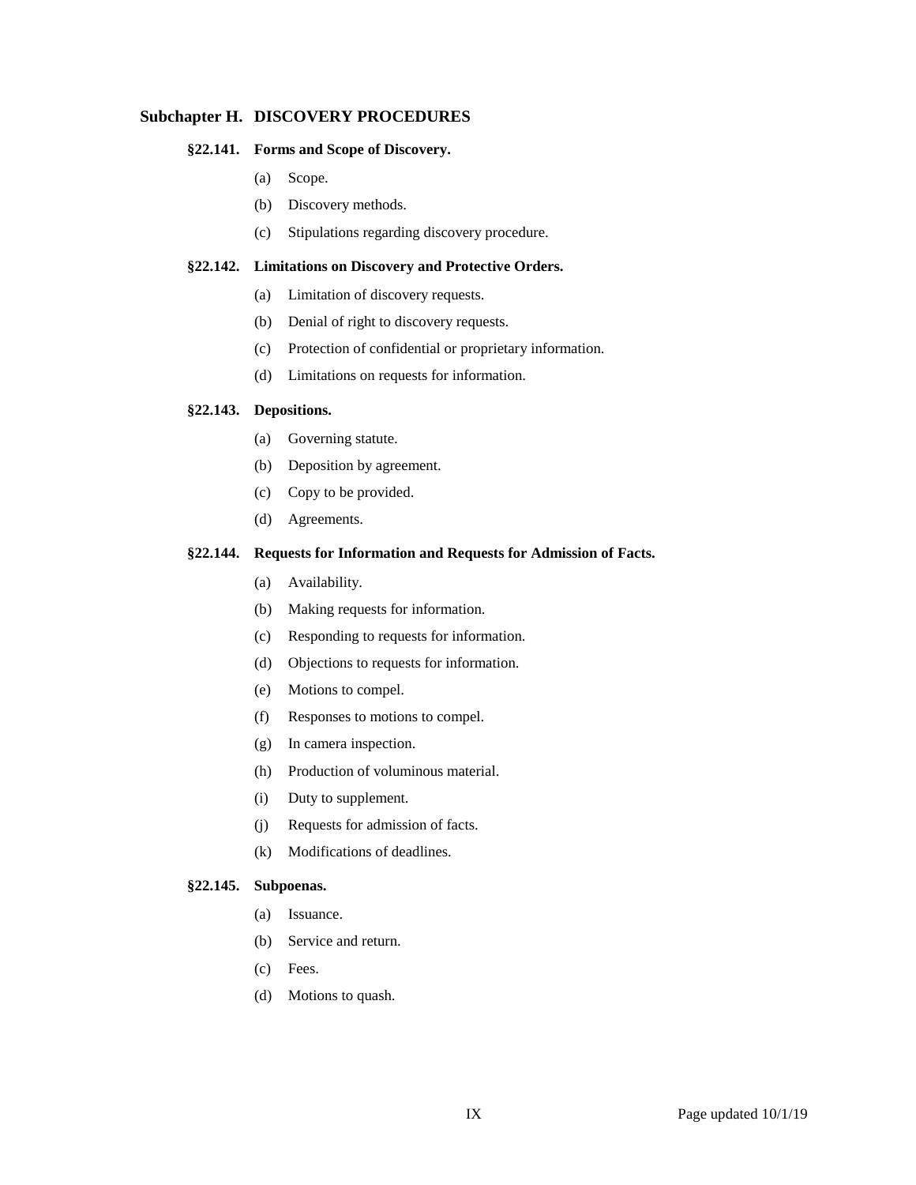## Subchapter H. DISCOVERY PROCEDURES

### §22.141. Forms and Scope of Discovery.

(a) Scope.

(b) Discovery methods.

(c) Stipulations regarding discovery procedure.

### §22.142. Limitations on Discovery and Protective Orders.

(a) Limitation of discovery requests.

(b) Denial of right to discovery requests.

(c) Protection of confidential or proprietary information.

(d) Limitations on requests for information.

### §22.143. Depositions.

(a) Governing statute.

(b) Deposition by agreement.

(c) Copy to be provided.

(d) Agreements.

### §22.144. Requests for Information and Requests for Admission of Facts.

(a) Availability.

(b) Making requests for information.

(c) Responding to requests for information.

(d) Objections to requests for information.

(e) Motions to compel.

(f) Responses to motions to compel.

(g) In camera inspection.

(h) Production of voluminous material.

(i) Duty to supplement.

(j) Requests for admission of facts.

(k) Modifications of deadlines.

### §22.145. Subpoenas.

(a) Issuance.

(b) Service and return.

(c) Fees.

(d) Motions to quash.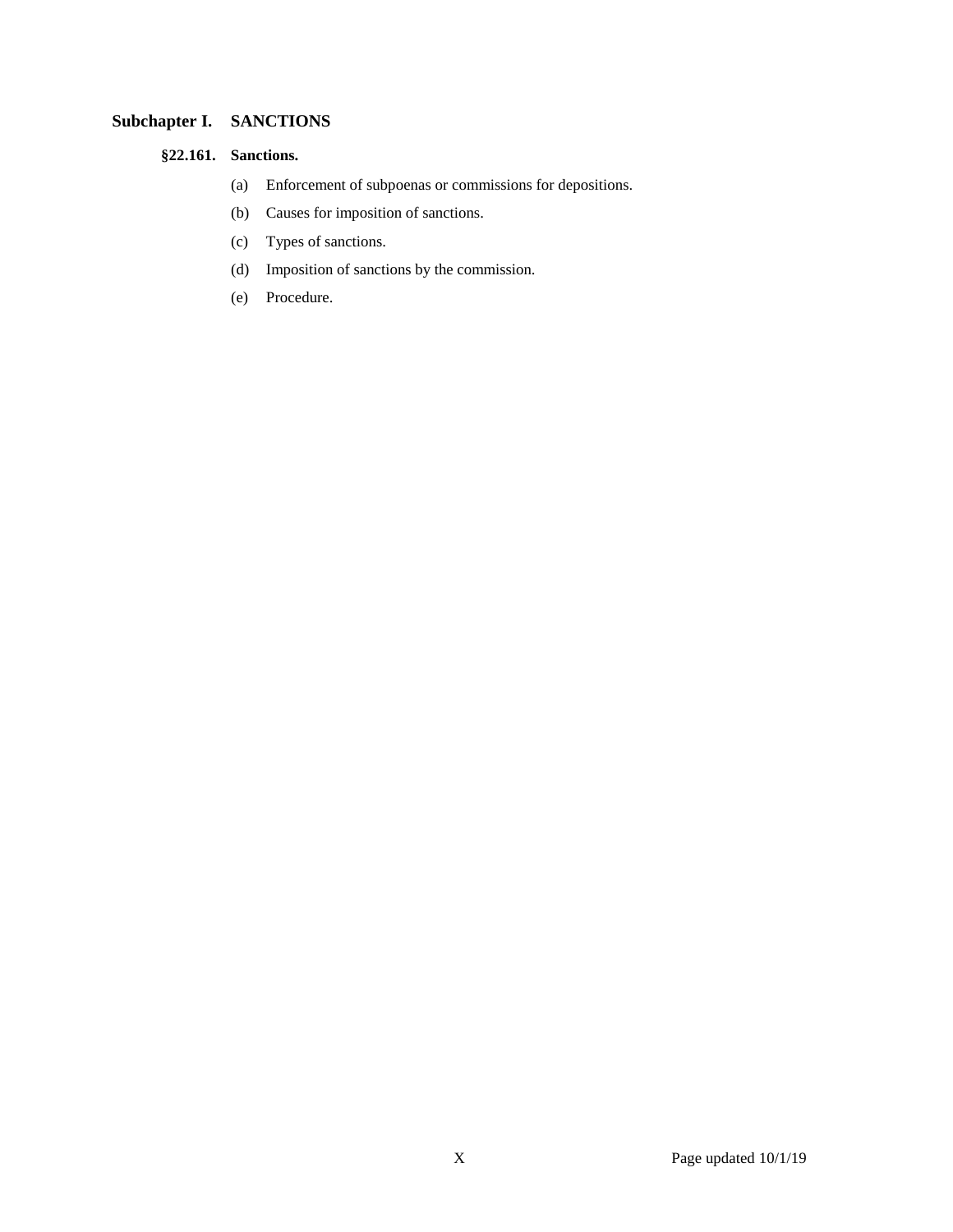## Subchapter I. SANCTIONS

### §22.161. Sanctions.

(a) Enforcement of subpoenas or commissions for depositions.

(b) Causes for imposition of sanctions.

(c) Types of sanctions.

(d) Imposition of sanctions by the commission.

(e) Procedure.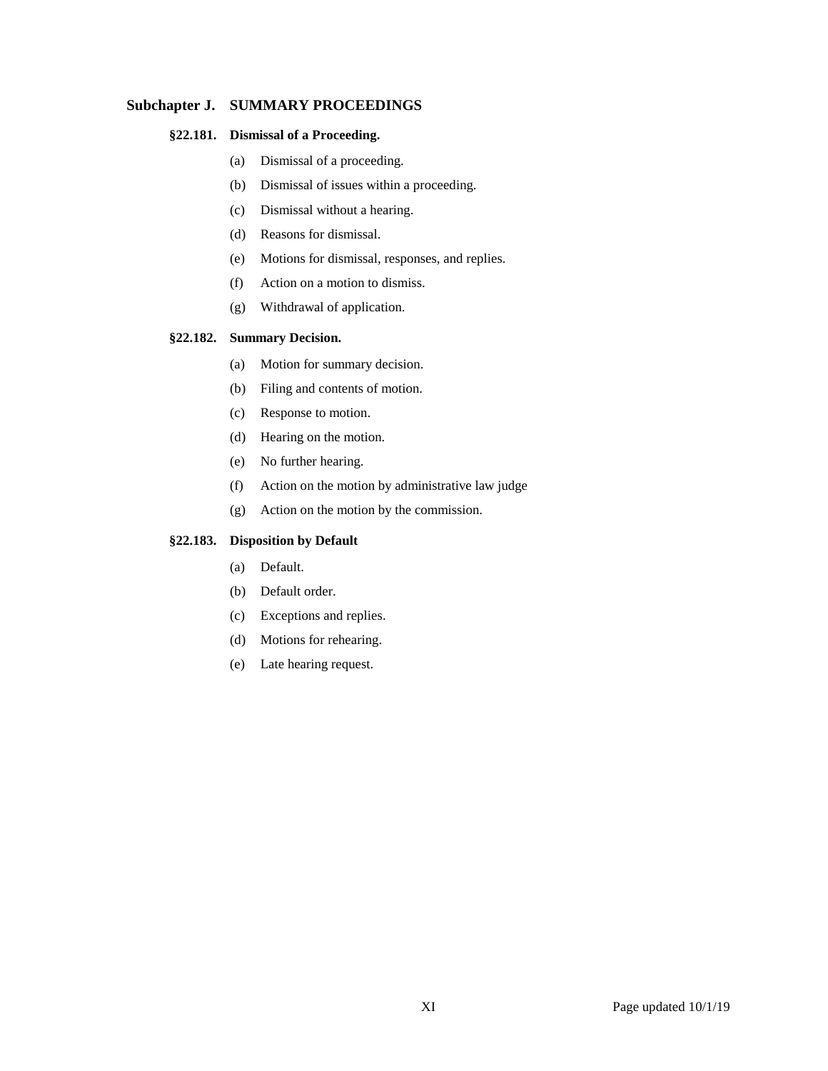## Subchapter J. SUMMARY PROCEEDINGS

### §22.181. Dismissal of a Proceeding.

(a) Dismissal of a proceeding.

(b) Dismissal of issues within a proceeding.

(c) Dismissal without a hearing.

(d) Reasons for dismissal.

(e) Motions for dismissal, responses, and replies.

(f) Action on a motion to dismiss.

(g) Withdrawal of application.

### §22.182. Summary Decision.

(a) Motion for summary decision.

(b) Filing and contents of motion.

(c) Response to motion.

(d) Hearing on the motion.

(e) No further hearing.

(f) Action on the motion by administrative law judge

(g) Action on the motion by the commission.

### §22.183. Disposition by Default

(a) Default.

(b) Default order.

(c) Exceptions and replies.

(d) Motions for rehearing.

(e) Late hearing request.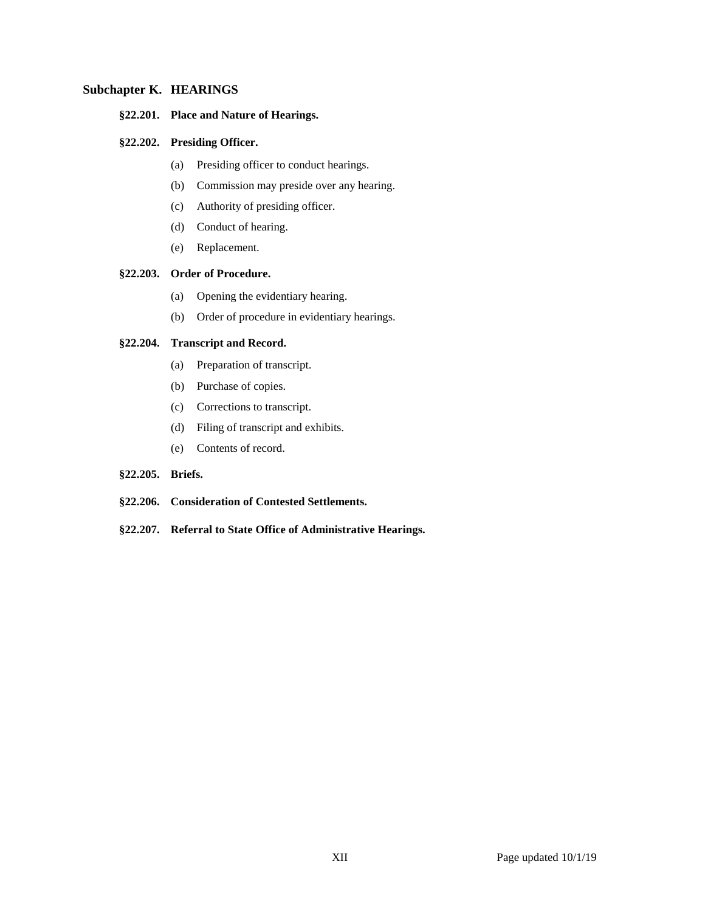## Subchapter K. HEARINGS

**§22.201. Place and Nature of Hearings.**

**§22.202. Presiding Officer.**

- (a) Presiding officer to conduct hearings.
- (b) Commission may preside over any hearing.
- (c) Authority of presiding officer.
- (d) Conduct of hearing.
- (e) Replacement.

**§22.203. Order of Procedure.**

- (a) Opening the evidentiary hearing.
- (b) Order of procedure in evidentiary hearings.

**§22.204. Transcript and Record.**

- (a) Preparation of transcript.
- (b) Purchase of copies.
- (c) Corrections to transcript.
- (d) Filing of transcript and exhibits.
- (e) Contents of record.

**§22.205. Briefs.**

**§22.206. Consideration of Contested Settlements.**

**§22.207. Referral to State Office of Administrative Hearings.**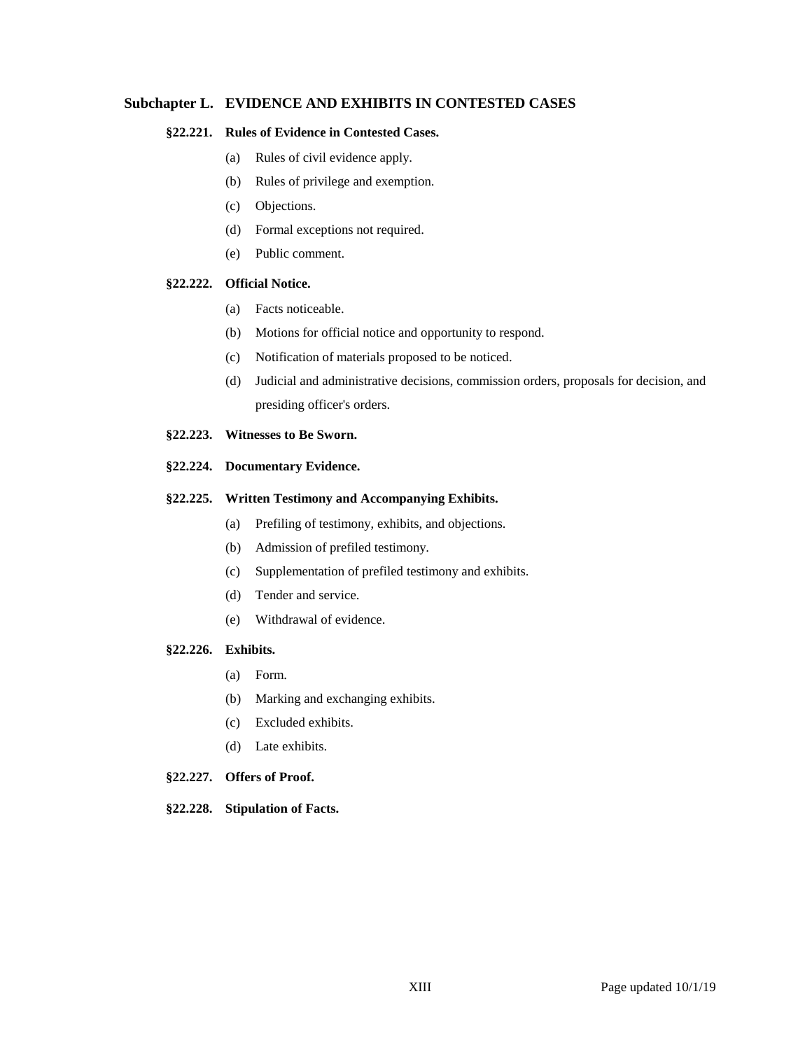## Subchapter L. EVIDENCE AND EXHIBITS IN CONTESTED CASES

**§22.221. Rules of Evidence in Contested Cases.**

- (a) Rules of civil evidence apply.
- (b) Rules of privilege and exemption.
- (c) Objections.
- (d) Formal exceptions not required.
- (e) Public comment.

**§22.222. Official Notice.**

- (a) Facts noticeable.
- (b) Motions for official notice and opportunity to respond.
- (c) Notification of materials proposed to be noticed.
- (d) Judicial and administrative decisions, commission orders, proposals for decision, and presiding officer's orders.

**§22.223. Witnesses to Be Sworn.**

**§22.224. Documentary Evidence.**

**§22.225. Written Testimony and Accompanying Exhibits.**

- (a) Prefiling of testimony, exhibits, and objections.
- (b) Admission of prefiled testimony.
- (c) Supplementation of prefiled testimony and exhibits.
- (d) Tender and service.
- (e) Withdrawal of evidence.

**§22.226. Exhibits.**

- (a) Form.
- (b) Marking and exchanging exhibits.
- (c) Excluded exhibits.
- (d) Late exhibits.

**§22.227. Offers of Proof.**

**§22.228. Stipulation of Facts.**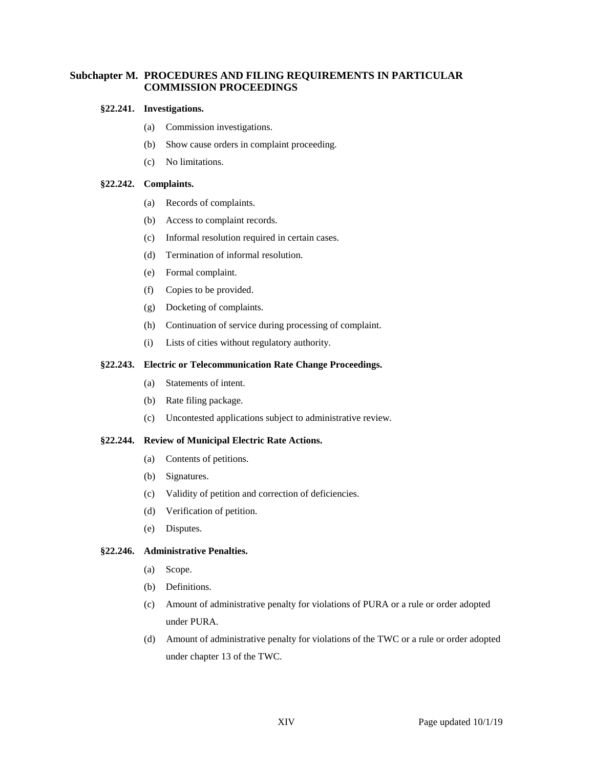## Subchapter M. PROCEDURES AND FILING REQUIREMENTS IN PARTICULAR COMMISSION PROCEEDINGS

### §22.241. Investigations.

- (a) Commission investigations.
- (b) Show cause orders in complaint proceeding.
- (c) No limitations.

### §22.242. Complaints.

- (a) Records of complaints.
- (b) Access to complaint records.
- (c) Informal resolution required in certain cases.
- (d) Termination of informal resolution.
- (e) Formal complaint.
- (f) Copies to be provided.
- (g) Docketing of complaints.
- (h) Continuation of service during processing of complaint.
- (i) Lists of cities without regulatory authority.

### §22.243. Electric or Telecommunication Rate Change Proceedings.

- (a) Statements of intent.
- (b) Rate filing package.
- (c) Uncontested applications subject to administrative review.

### §22.244. Review of Municipal Electric Rate Actions.

- (a) Contents of petitions.
- (b) Signatures.
- (c) Validity of petition and correction of deficiencies.
- (d) Verification of petition.
- (e) Disputes.

### §22.246. Administrative Penalties.

- (a) Scope.
- (b) Definitions.
- (c) Amount of administrative penalty for violations of PURA or a rule or order adopted under PURA.
- (d) Amount of administrative penalty for violations of the TWC or a rule or order adopted under chapter 13 of the TWC.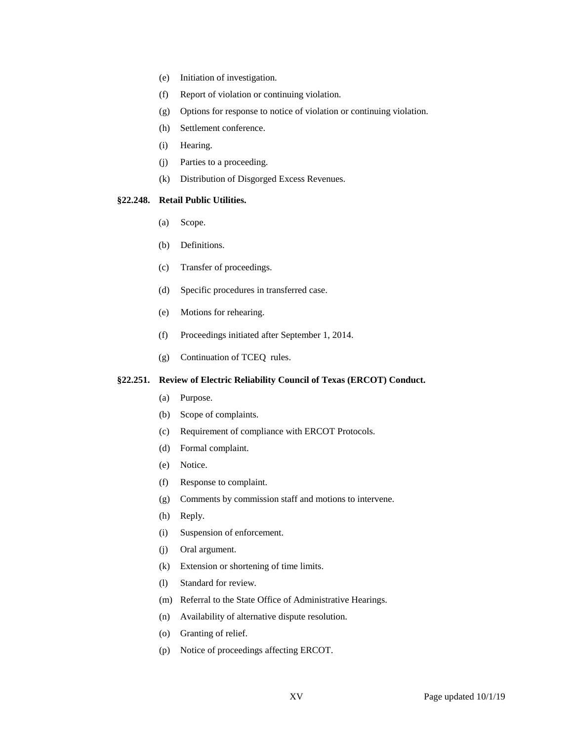(e) Initiation of investigation.

(f) Report of violation or continuing violation.

(g) Options for response to notice of violation or continuing violation.

(h) Settlement conference.

(i) Hearing.

(j) Parties to a proceeding.

(k) Distribution of Disgorged Excess Revenues.

**§22.248. Retail Public Utilities.**

(a) Scope.

(b) Definitions.

(c) Transfer of proceedings.

(d) Specific procedures in transferred case.

(e) Motions for rehearing.

(f) Proceedings initiated after September 1, 2014.

(g) Continuation of TCEQ rules.

**§22.251. Review of Electric Reliability Council of Texas (ERCOT) Conduct.**

(a) Purpose.

(b) Scope of complaints.

(c) Requirement of compliance with ERCOT Protocols.

(d) Formal complaint.

(e) Notice.

(f) Response to complaint.

(g) Comments by commission staff and motions to intervene.

(h) Reply.

(i) Suspension of enforcement.

(j) Oral argument.

(k) Extension or shortening of time limits.

(l) Standard for review.

(m) Referral to the State Office of Administrative Hearings.

(n) Availability of alternative dispute resolution.

(o) Granting of relief.

(p) Notice of proceedings affecting ERCOT.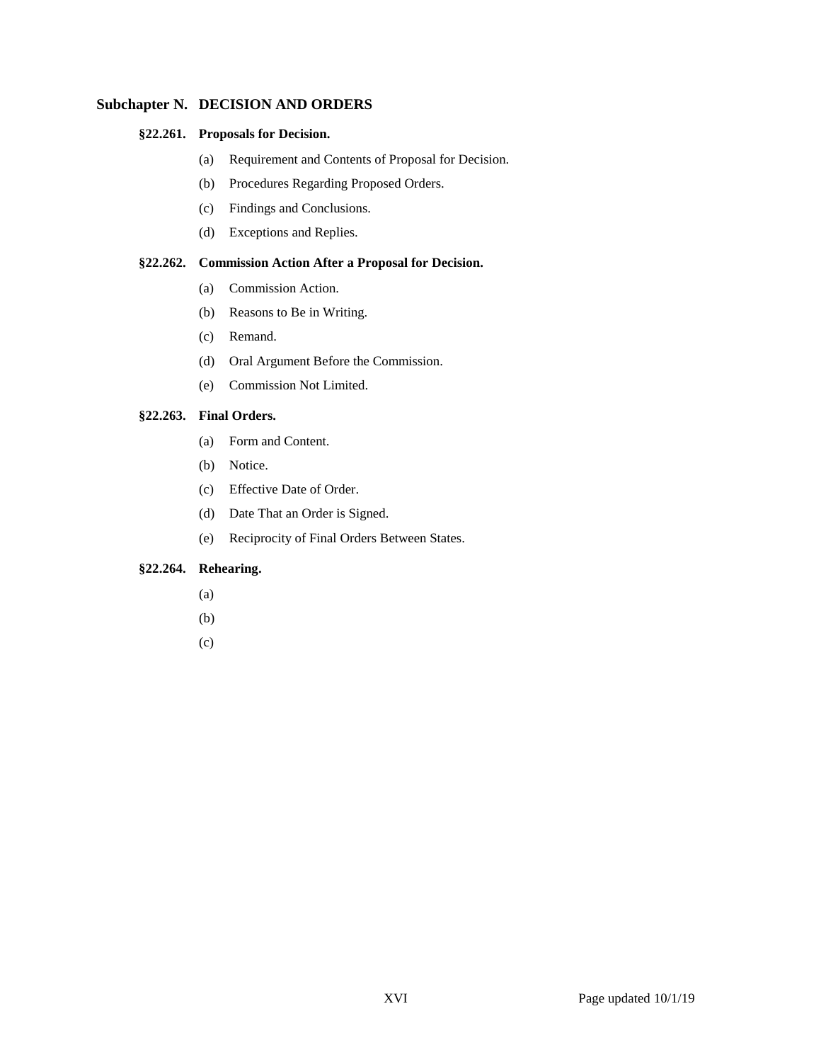## Subchapter N. DECISION AND ORDERS

### §22.261. Proposals for Decision.

(a) Requirement and Contents of Proposal for Decision.

(b) Procedures Regarding Proposed Orders.

(c) Findings and Conclusions.

(d) Exceptions and Replies.

### §22.262. Commission Action After a Proposal for Decision.

(a) Commission Action.

(b) Reasons to Be in Writing.

(c) Remand.

(d) Oral Argument Before the Commission.

(e) Commission Not Limited.

### §22.263. Final Orders.

(a) Form and Content.

(b) Notice.

(c) Effective Date of Order.

(d) Date That an Order is Signed.

(e) Reciprocity of Final Orders Between States.

### §22.264. Rehearing.

(a)

(b)

(c)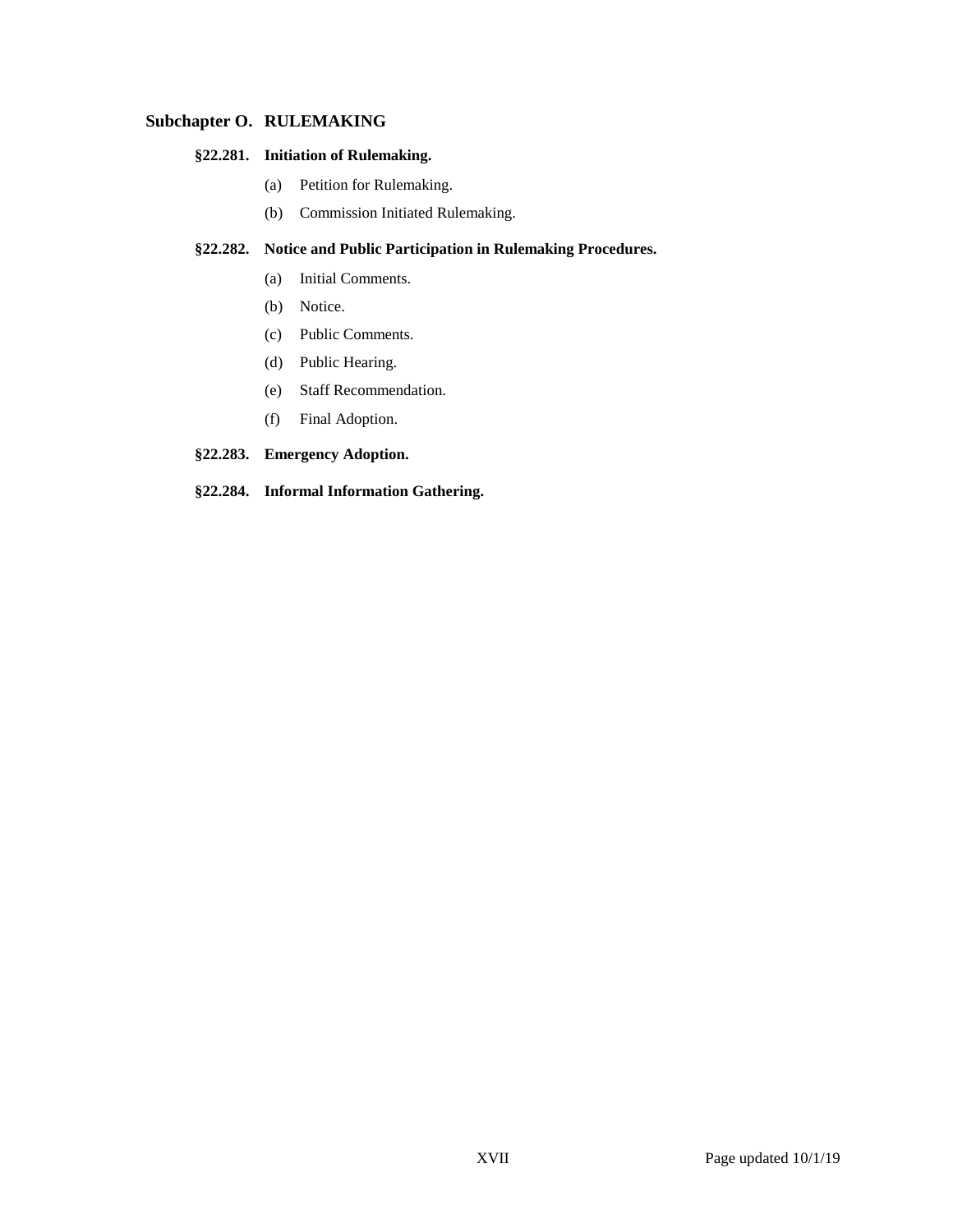## Subchapter O. RULEMAKING

### §22.281. Initiation of Rulemaking.

(a) Petition for Rulemaking.

(b) Commission Initiated Rulemaking.

### §22.282. Notice and Public Participation in Rulemaking Procedures.

(a) Initial Comments.

(b) Notice.

(c) Public Comments.

(d) Public Hearing.

(e) Staff Recommendation.

(f) Final Adoption.

### §22.283. Emergency Adoption.

### §22.284. Informal Information Gathering.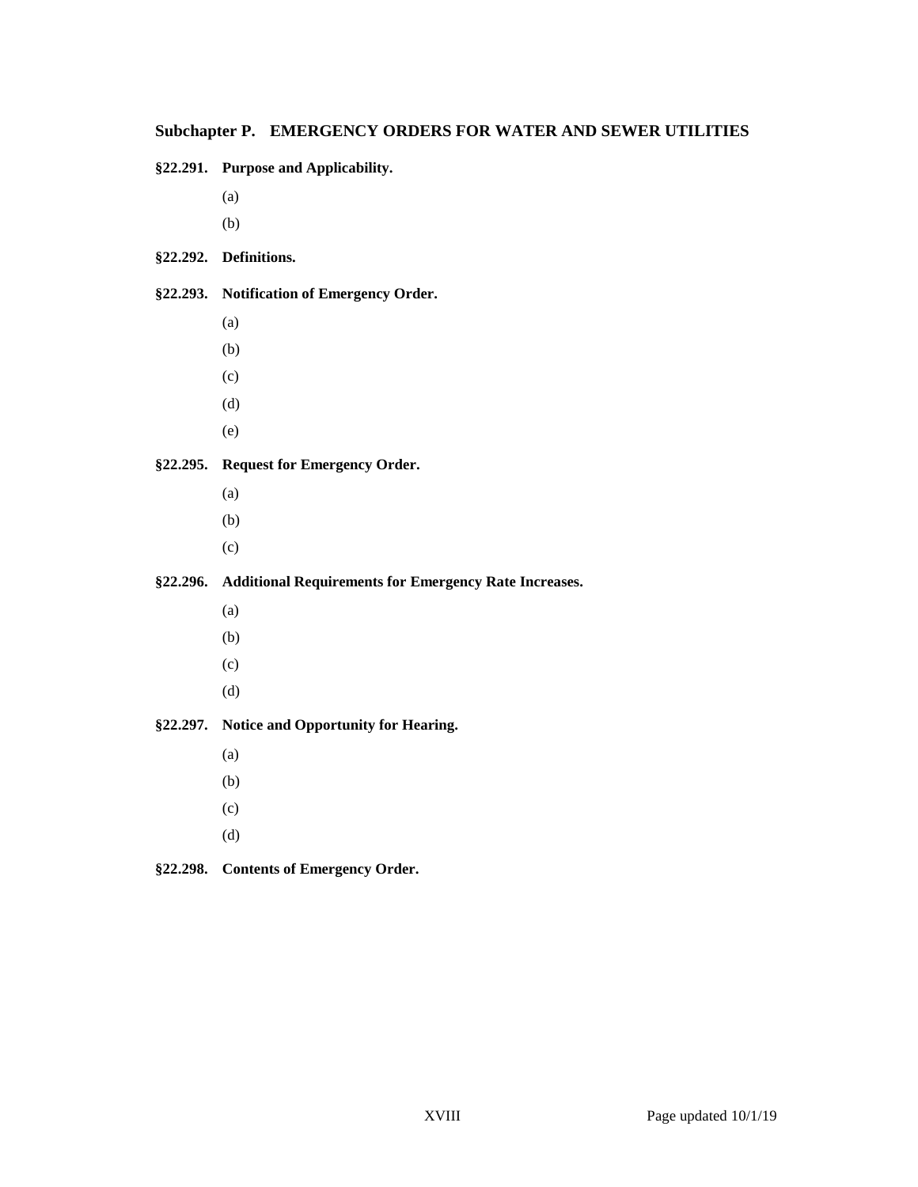## Subchapter P. EMERGENCY ORDERS FOR WATER AND SEWER UTILITIES

**§22.291. Purpose and Applicability.**

(a)

(b)

**§22.292. Definitions.**

**§22.293. Notification of Emergency Order.**

(a)

(b)

(c)

(d)

(e)

**§22.295. Request for Emergency Order.**

(a)

(b)

(c)

**§22.296. Additional Requirements for Emergency Rate Increases.**

(a)

(b)

(c)

(d)

**§22.297. Notice and Opportunity for Hearing.**

(a)

(b)

(c)

(d)

**§22.298. Contents of Emergency Order.**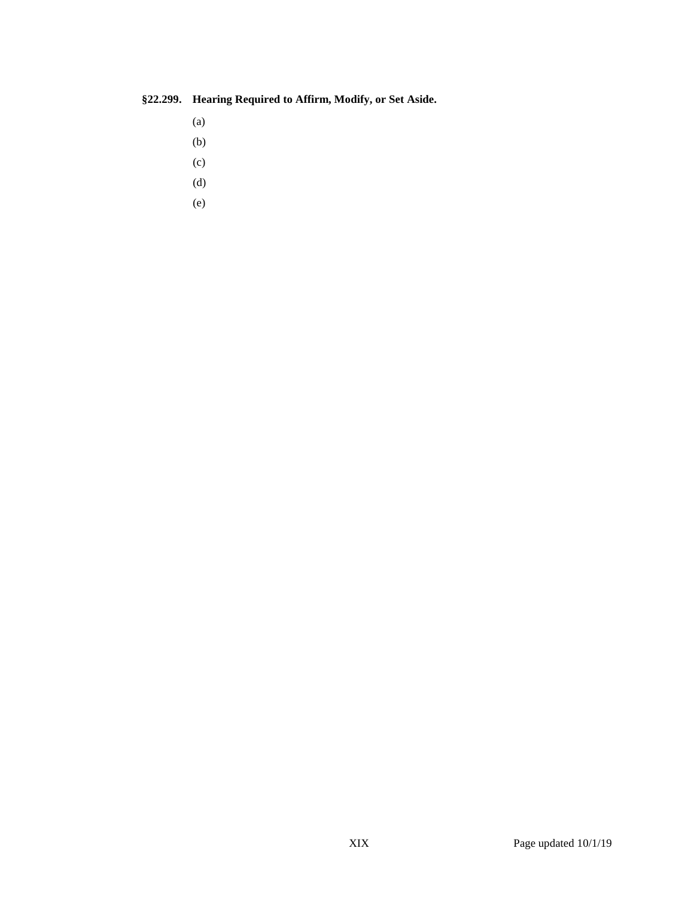**§22.299. Hearing Required to Affirm, Modify, or Set Aside.**

(a)

(b)

(c)

(d)

(e)